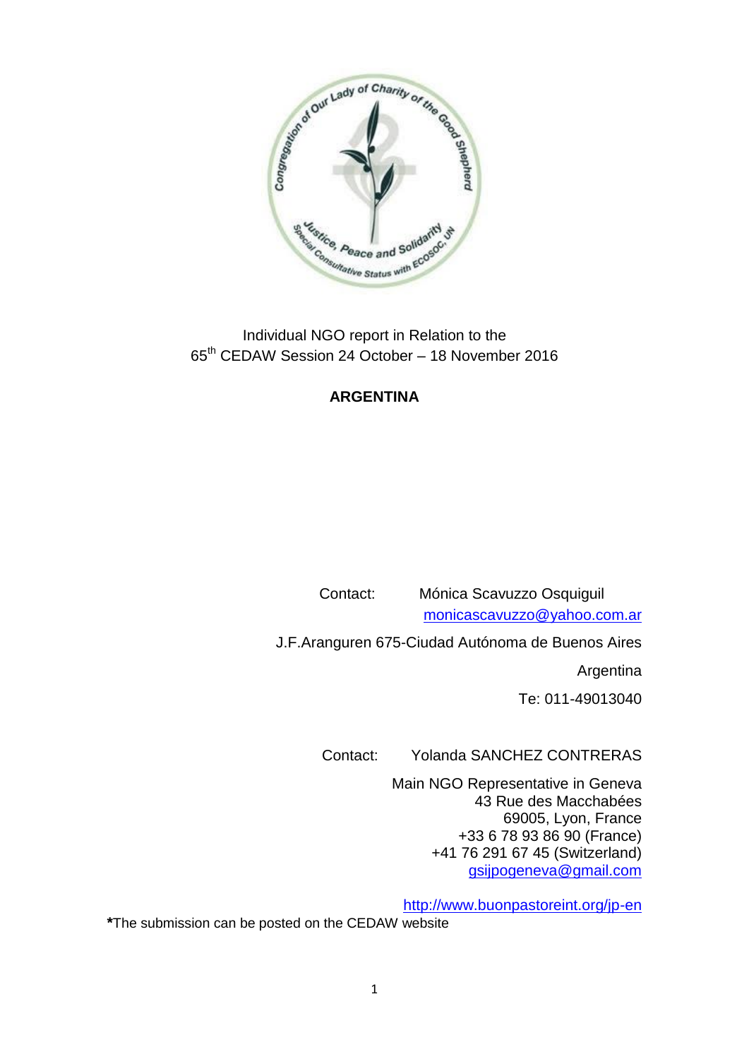Individual NGO report in Relation to the
65th CEDAW Session 24 October – 18 November 2016

**ARGENTINA**

Contact: Mónica Scavuzzo Osquiguil
monicascavuzzo@yahoo.com.ar

J.F.Aranguren 675-Ciudad Autónoma de Buenos Aires
Argentina
Te: 011-49013040

Contact: Yolanda SANCHEZ CONTRERAS

Main NGO Representative in Geneva
43 Rue des Macchabées
69005, Lyon, France
+33 6 78 93 86 90 (France)
+41 76 291 67 45 (Switzerland)
gsijpogeneva@gmail.com

http://www.buonpastoreint.org/jp-en

**\***The submission can be posted on the CEDAW website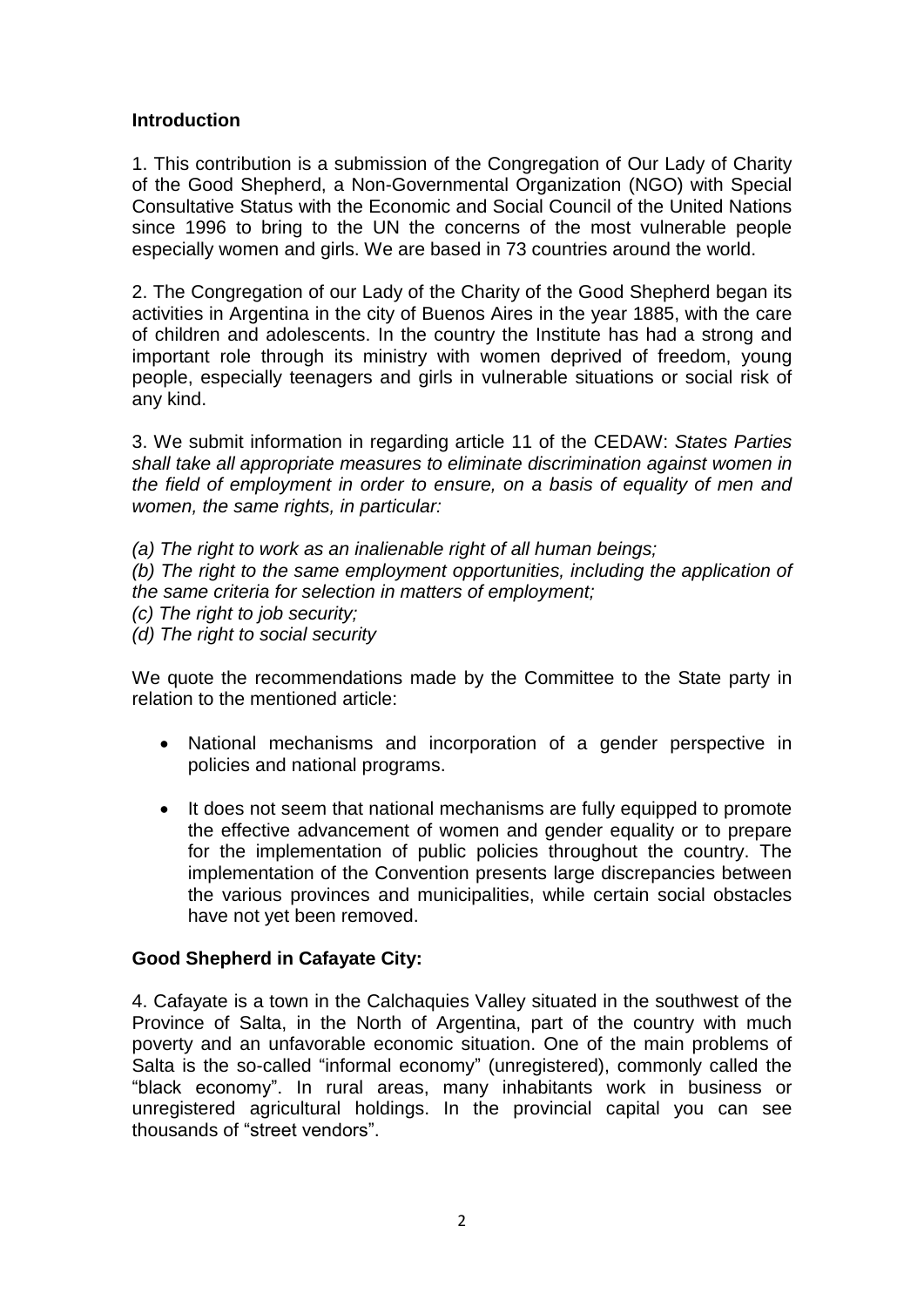**Introduction**

1. This contribution is a submission of the Congregation of Our Lady of Charity of the Good Shepherd, a Non-Governmental Organization (NGO) with Special Consultative Status with the Economic and Social Council of the United Nations since 1996 to bring to the UN the concerns of the most vulnerable people especially women and girls. We are based in 73 countries around the world.

2. The Congregation of our Lady of the Charity of the Good Shepherd began its activities in Argentina in the city of Buenos Aires in the year 1885, with the care of children and adolescents. In the country the Institute has had a strong and important role through its ministry with women deprived of freedom, young people, especially teenagers and girls in vulnerable situations or social risk of any kind.

3. We submit information in regarding article 11 of the CEDAW: *States Parties shall take all appropriate measures to eliminate discrimination against women in the field of employment in order to ensure, on a basis of equality of men and women, the same rights, in particular:*

*(a) The right to work as an inalienable right of all human beings;*
*(b) The right to the same employment opportunities, including the application of the same criteria for selection in matters of employment;*
*(c) The right to job security;*
*(d) The right to social security*

We quote the recommendations made by the Committee to the State party in relation to the mentioned article:

- National mechanisms and incorporation of a gender perspective in policies and national programs.
- It does not seem that national mechanisms are fully equipped to promote the effective advancement of women and gender equality or to prepare for the implementation of public policies throughout the country. The implementation of the Convention presents large discrepancies between the various provinces and municipalities, while certain social obstacles have not yet been removed.

**Good Shepherd in Cafayate City:**

4. Cafayate is a town in the Calchaquies Valley situated in the southwest of the Province of Salta, in the North of Argentina, part of the country with much poverty and an unfavorable economic situation. One of the main problems of Salta is the so-called "informal economy" (unregistered), commonly called the "black economy". In rural areas, many inhabitants work in business or unregistered agricultural holdings. In the provincial capital you can see thousands of "street vendors".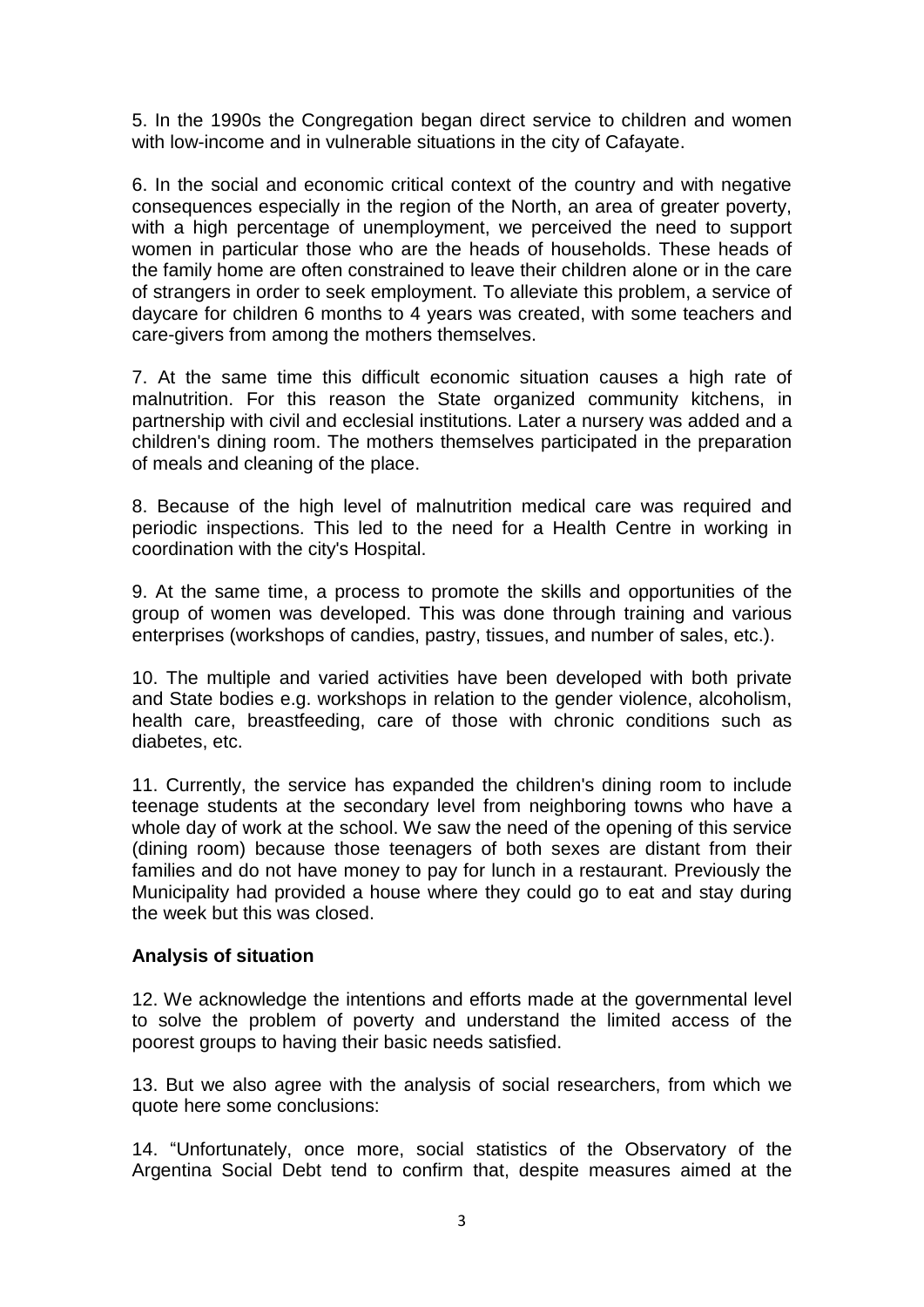5. In the 1990s the Congregation began direct service to children and women with low-income and in vulnerable situations in the city of Cafayate.

6. In the social and economic critical context of the country and with negative consequences especially in the region of the North, an area of greater poverty, with a high percentage of unemployment, we perceived the need to support women in particular those who are the heads of households. These heads of the family home are often constrained to leave their children alone or in the care of strangers in order to seek employment. To alleviate this problem, a service of daycare for children 6 months to 4 years was created, with some teachers and care-givers from among the mothers themselves.

7. At the same time this difficult economic situation causes a high rate of malnutrition. For this reason the State organized community kitchens, in partnership with civil and ecclesial institutions. Later a nursery was added and a children's dining room. The mothers themselves participated in the preparation of meals and cleaning of the place.

8. Because of the high level of malnutrition medical care was required and periodic inspections. This led to the need for a Health Centre in working in coordination with the city's Hospital.

9. At the same time, a process to promote the skills and opportunities of the group of women was developed. This was done through training and various enterprises (workshops of candies, pastry, tissues, and number of sales, etc.).

10. The multiple and varied activities have been developed with both private and State bodies e.g. workshops in relation to the gender violence, alcoholism, health care, breastfeeding, care of those with chronic conditions such as diabetes, etc.

11. Currently, the service has expanded the children's dining room to include teenage students at the secondary level from neighboring towns who have a whole day of work at the school. We saw the need of the opening of this service (dining room) because those teenagers of both sexes are distant from their families and do not have money to pay for lunch in a restaurant. Previously the Municipality had provided a house where they could go to eat and stay during the week but this was closed.

**Analysis of situation**

12. We acknowledge the intentions and efforts made at the governmental level to solve the problem of poverty and understand the limited access of the poorest groups to having their basic needs satisfied.

13. But we also agree with the analysis of social researchers, from which we quote here some conclusions:

14. "Unfortunately, once more, social statistics of the Observatory of the Argentina Social Debt tend to confirm that, despite measures aimed at the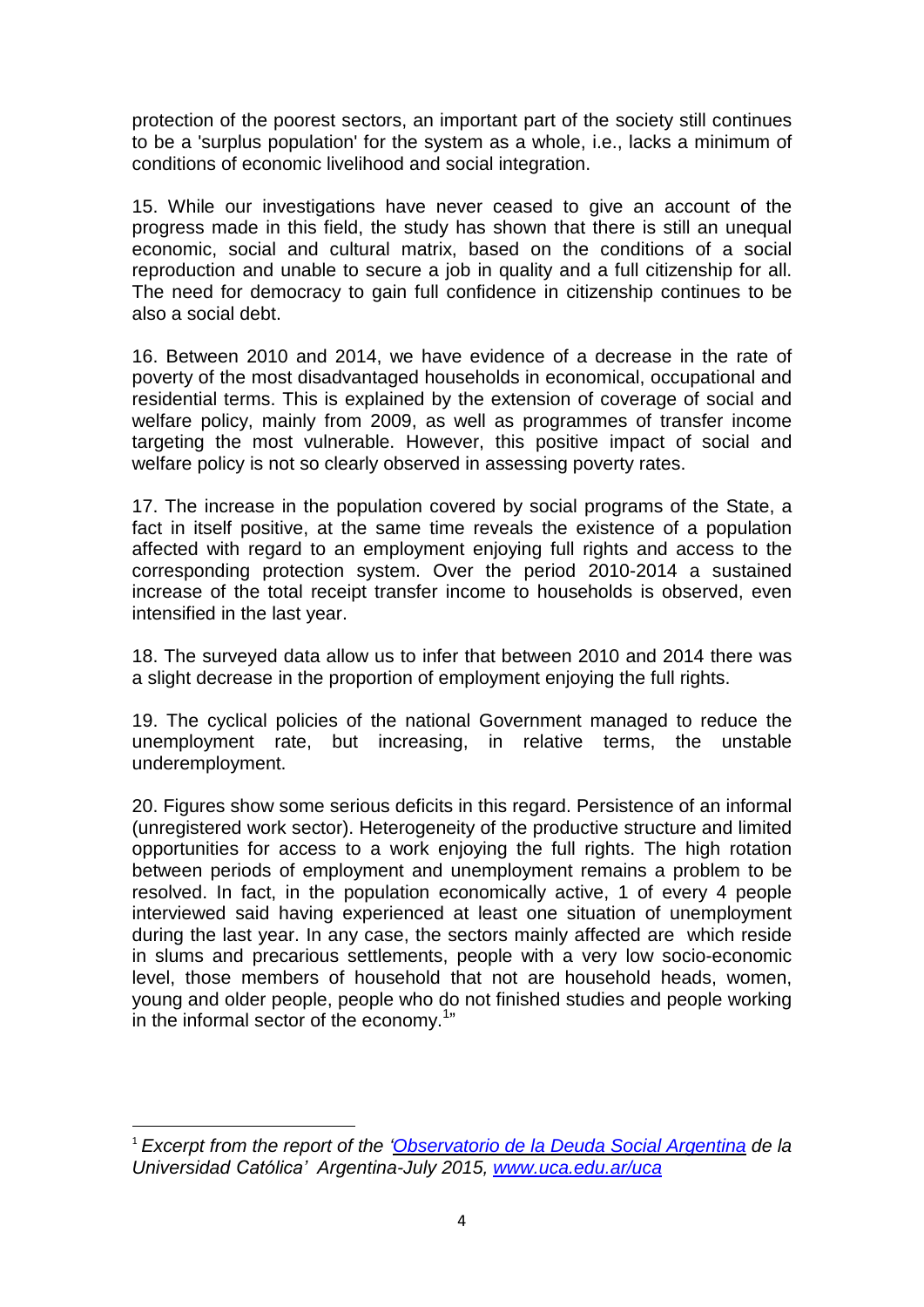protection of the poorest sectors, an important part of the society still continues to be a 'surplus population' for the system as a whole, i.e., lacks a minimum of conditions of economic livelihood and social integration.

15. While our investigations have never ceased to give an account of the progress made in this field, the study has shown that there is still an unequal economic, social and cultural matrix, based on the conditions of a social reproduction and unable to secure a job in quality and a full citizenship for all. The need for democracy to gain full confidence in citizenship continues to be also a social debt.

16. Between 2010 and 2014, we have evidence of a decrease in the rate of poverty of the most disadvantaged households in economical, occupational and residential terms. This is explained by the extension of coverage of social and welfare policy, mainly from 2009, as well as programmes of transfer income targeting the most vulnerable. However, this positive impact of social and welfare policy is not so clearly observed in assessing poverty rates.

17. The increase in the population covered by social programs of the State, a fact in itself positive, at the same time reveals the existence of a population affected with regard to an employment enjoying full rights and access to the corresponding protection system. Over the period 2010-2014 a sustained increase of the total receipt transfer income to households is observed, even intensified in the last year.

18. The surveyed data allow us to infer that between 2010 and 2014 there was a slight decrease in the proportion of employment enjoying the full rights.

19. The cyclical policies of the national Government managed to reduce the unemployment rate, but increasing, in relative terms, the unstable underemployment.

20. Figures show some serious deficits in this regard. Persistence of an informal (unregistered work sector). Heterogeneity of the productive structure and limited opportunities for access to a work enjoying the full rights. The high rotation between periods of employment and unemployment remains a problem to be resolved. In fact, in the population economically active, 1 of every 4 people interviewed said having experienced at least one situation of unemployment during the last year. In any case, the sectors mainly affected are which reside in slums and precarious settlements, people with a very low socio-economic level, those members of household that not are household heads, women, young and older people, people who do not finished studies and people working in the informal sector of the economy.[1]"

---

[1] *Excerpt from the report of the 'Observatorio de la Deuda Social Argentina de la Universidad Católica' Argentina-July 2015, www.uca.edu.ar/uca*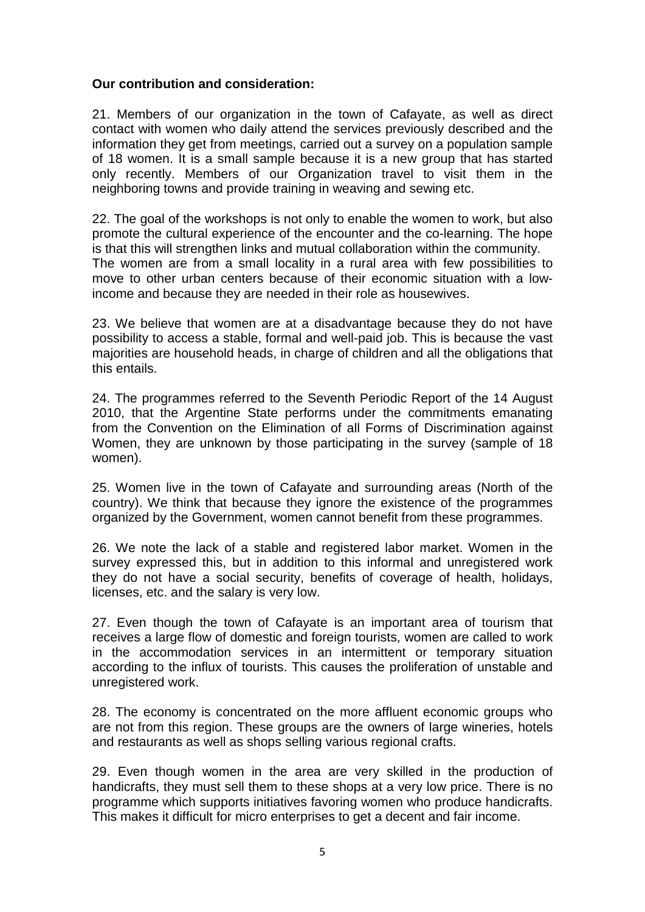**Our contribution and consideration:**

21. Members of our organization in the town of Cafayate, as well as direct contact with women who daily attend the services previously described and the information they get from meetings, carried out a survey on a population sample of 18 women. It is a small sample because it is a new group that has started only recently. Members of our Organization travel to visit them in the neighboring towns and provide training in weaving and sewing etc.

22. The goal of the workshops is not only to enable the women to work, but also promote the cultural experience of the encounter and the co-learning. The hope is that this will strengthen links and mutual collaboration within the community. The women are from a small locality in a rural area with few possibilities to move to other urban centers because of their economic situation with a low-income and because they are needed in their role as housewives.

23. We believe that women are at a disadvantage because they do not have possibility to access a stable, formal and well-paid job. This is because the vast majorities are household heads, in charge of children and all the obligations that this entails.

24. The programmes referred to the Seventh Periodic Report of the 14 August 2010, that the Argentine State performs under the commitments emanating from the Convention on the Elimination of all Forms of Discrimination against Women, they are unknown by those participating in the survey (sample of 18 women).

25. Women live in the town of Cafayate and surrounding areas (North of the country). We think that because they ignore the existence of the programmes organized by the Government, women cannot benefit from these programmes.

26. We note the lack of a stable and registered labor market. Women in the survey expressed this, but in addition to this informal and unregistered work they do not have a social security, benefits of coverage of health, holidays, licenses, etc. and the salary is very low.

27. Even though the town of Cafayate is an important area of tourism that receives a large flow of domestic and foreign tourists, women are called to work in the accommodation services in an intermittent or temporary situation according to the influx of tourists. This causes the proliferation of unstable and unregistered work.

28. The economy is concentrated on the more affluent economic groups who are not from this region. These groups are the owners of large wineries, hotels and restaurants as well as shops selling various regional crafts.

29. Even though women in the area are very skilled in the production of handicrafts, they must sell them to these shops at a very low price. There is no programme which supports initiatives favoring women who produce handicrafts. This makes it difficult for micro enterprises to get a decent and fair income.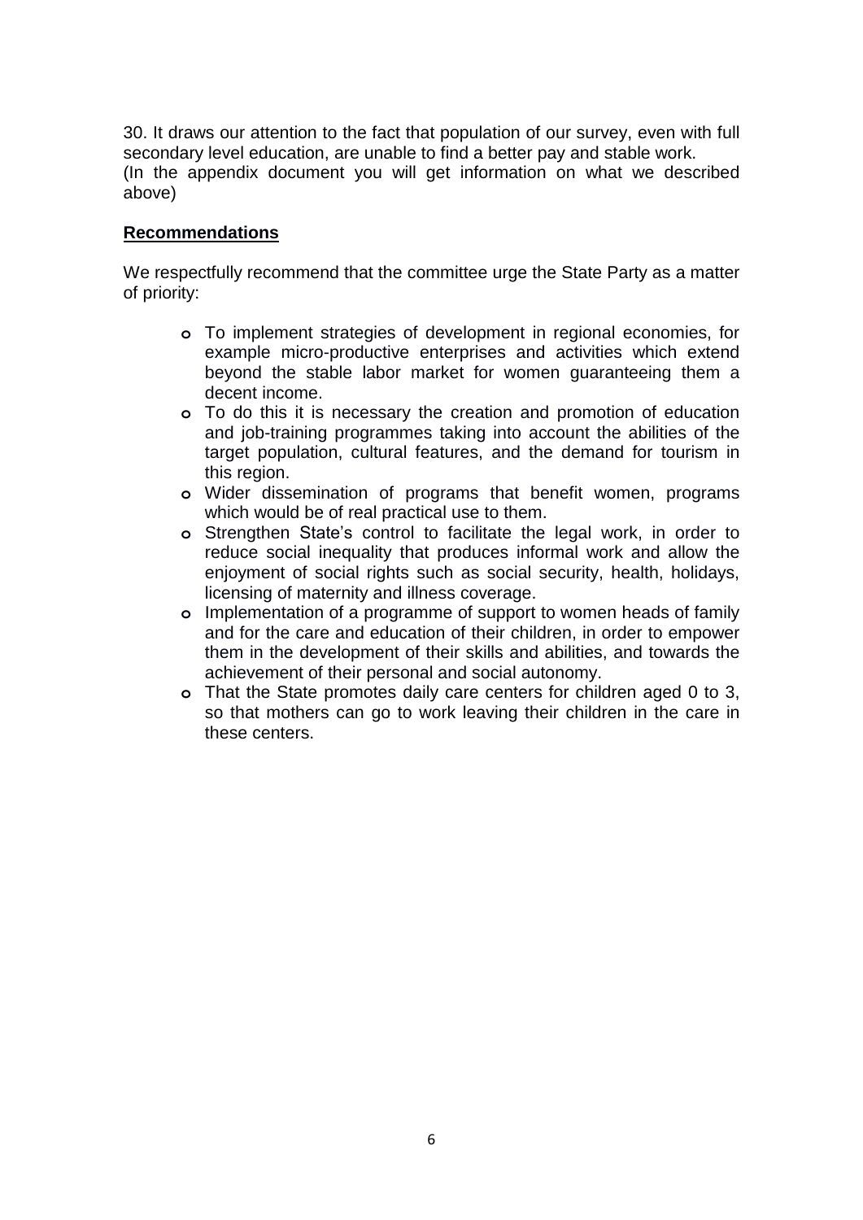30. It draws our attention to the fact that population of our survey, even with full secondary level education, are unable to find a better pay and stable work. (In the appendix document you will get information on what we described above)

**Recommendations**

We respectfully recommend that the committee urge the State Party as a matter of priority:

- To implement strategies of development in regional economies, for example micro-productive enterprises and activities which extend beyond the stable labor market for women guaranteeing them a decent income.
- To do this it is necessary the creation and promotion of education and job-training programmes taking into account the abilities of the target population, cultural features, and the demand for tourism in this region.
- Wider dissemination of programs that benefit women, programs which would be of real practical use to them.
- Strengthen State's control to facilitate the legal work, in order to reduce social inequality that produces informal work and allow the enjoyment of social rights such as social security, health, holidays, licensing of maternity and illness coverage.
- Implementation of a programme of support to women heads of family and for the care and education of their children, in order to empower them in the development of their skills and abilities, and towards the achievement of their personal and social autonomy.
- That the State promotes daily care centers for children aged 0 to 3, so that mothers can go to work leaving their children in the care in these centers.